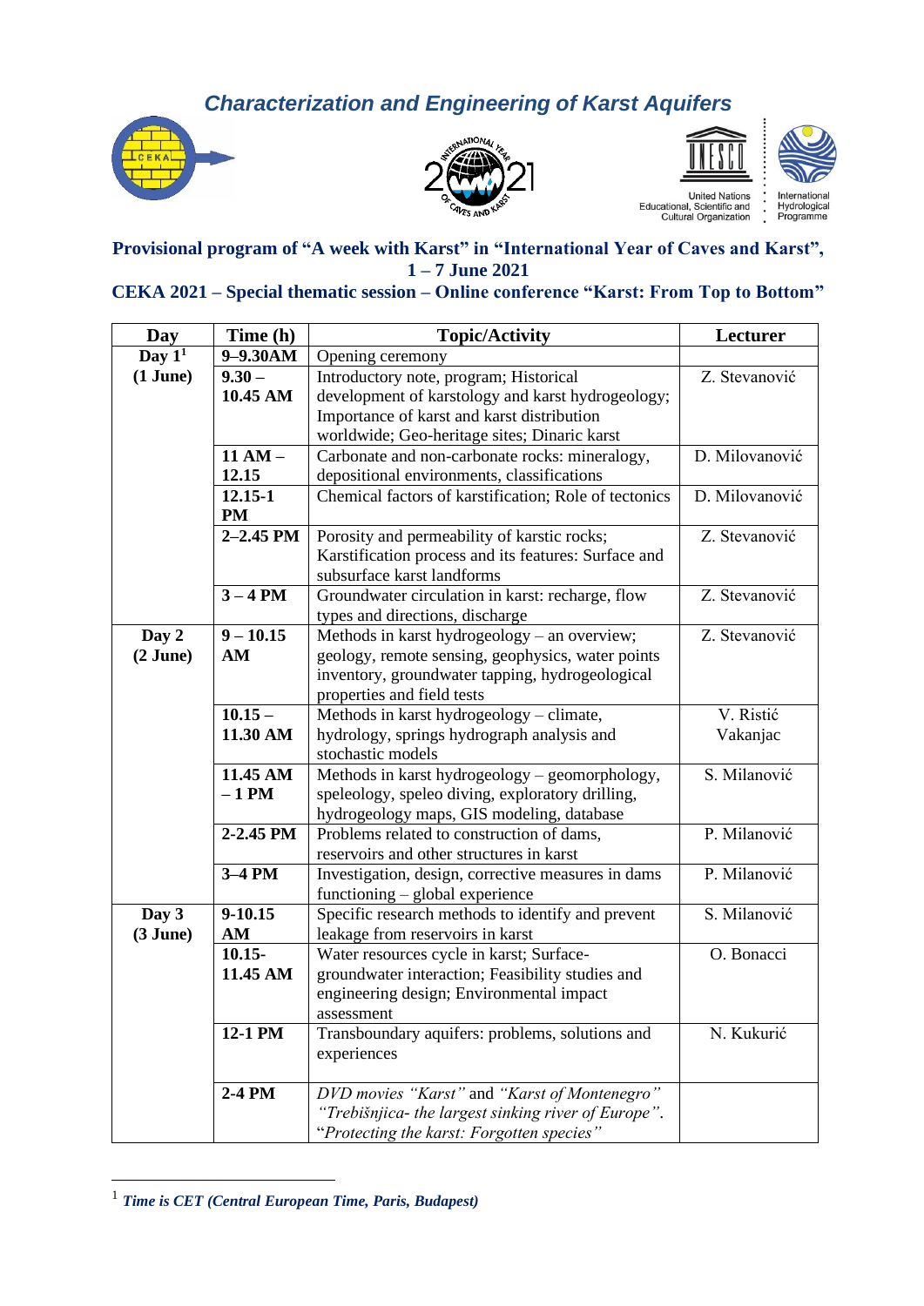# *Characterization and Engineering of Karst Aquifers*

United Nations Educational, Scientific and Cultural Organization

International Hydrological Programme

**Provisional program of "A week with Karst" in "International Year of Caves and Karst", 1 – 7 June 2021**

**CEKA 2021 – Special thematic session – Online conference "Karst: From Top to Bottom"**

| Day | Time (h) | Topic/Activity | Lecturer |
|---|---|---|---|
| **Day 1[1] (1 June)** | **9–9.30AM** | Opening ceremony | |
| | **9.30 – 10.45 AM** | Introductory note, program; Historical development of karstology and karst hydrogeology; Importance of karst and karst distribution worldwide; Geo-heritage sites; Dinaric karst | Z. Stevanović |
| | **11 AM – 12.15** | Carbonate and non-carbonate rocks: mineralogy, depositional environments, classifications | D. Milovanović |
| | **12.15-1 PM** | Chemical factors of karstification; Role of tectonics | D. Milovanović |
| | **2–2.45 PM** | Porosity and permeability of karstic rocks; Karstification process and its features: Surface and subsurface karst landforms | Z. Stevanović |
| | **3 – 4 PM** | Groundwater circulation in karst: recharge, flow types and directions, discharge | Z. Stevanović |
| **Day 2 (2 June)** | **9 – 10.15 AM** | Methods in karst hydrogeology – an overview; geology, remote sensing, geophysics, water points inventory, groundwater tapping, hydrogeological properties and field tests | Z. Stevanović |
| | **10.15 – 11.30 AM** | Methods in karst hydrogeology – climate, hydrology, springs hydrograph analysis and stochastic models | V. Ristić Vakanjac |
| | **11.45 AM – 1 PM** | Methods in karst hydrogeology – geomorphology, speleology, speleo diving, exploratory drilling, hydrogeology maps, GIS modeling, database | S. Milanović |
| | **2-2.45 PM** | Problems related to construction of dams, reservoirs and other structures in karst | P. Milanović |
| | **3–4 PM** | Investigation, design, corrective measures in dams functioning – global experience | P. Milanović |
| **Day 3 (3 June)** | **9-10.15 AM** | Specific research methods to identify and prevent leakage from reservoirs in karst | S. Milanović |
| | **10.15- 11.45 AM** | Water resources cycle in karst; Surface-groundwater interaction; Feasibility studies and engineering design; Environmental impact assessment | O. Bonacci |
| | **12-1 PM** | Transboundary aquifers: problems, solutions and experiences | N. Kukurić |
| | **2-4 PM** | *DVD movies "Karst"* and *"Karst of Montenegro" "Trebišnjica- the largest sinking river of Europe"*. "*Protecting the karst: Forgotten species"* | |

[1] ***Time is CET (Central European Time, Paris, Budapest)***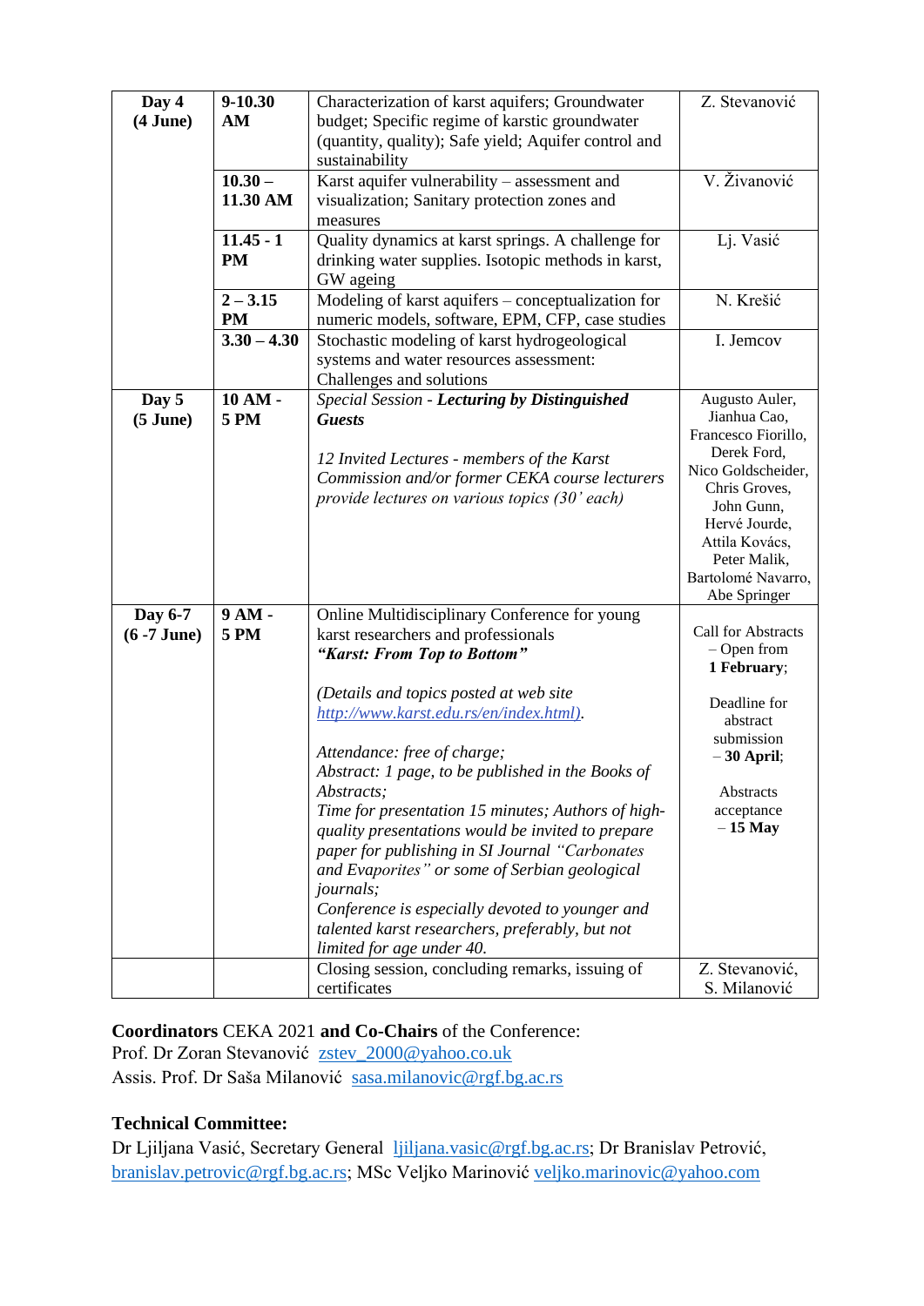| **Day 4 (4 June)** | **9-10.30 AM** | Characterization of karst aquifers; Groundwater budget; Specific regime of karstic groundwater (quantity, quality); Safe yield; Aquifer control and sustainability | Z. Stevanović |
|---|---|---|---|
| | **10.30 – 11.30 AM** | Karst aquifer vulnerability – assessment and visualization; Sanitary protection zones and measures | V. Živanović |
| | **11.45 - 1 PM** | Quality dynamics at karst springs. A challenge for drinking water supplies. Isotopic methods in karst, GW ageing | Lj. Vasić |
| | **2 – 3.15 PM** | Modeling of karst aquifers – conceptualization for numeric models, software, EPM, CFP, case studies | N. Krešić |
| | **3.30 – 4.30** | Stochastic modeling of karst hydrogeological systems and water resources assessment: Challenges and solutions | I. Jemcov |
| **Day 5 (5 June)** | **10 AM - 5 PM** | *Special Session - **Lecturing by Distinguished Guests***<br><br>*12 Invited Lectures - members of the Karst Commission and/or former CEKA course lecturers provide lectures on various topics (30' each)* | Augusto Auler, Jianhua Cao, Francesco Fiorillo, Derek Ford, Nico Goldscheider, Chris Groves, John Gunn, Hervé Jourde, Attila Kovács, Peter Malik, Bartolomé Navarro, Abe Springer |
| **Day 6-7 (6 -7 June)** | **9 AM - 5 PM** | Online Multidisciplinary Conference for young karst researchers and professionals<br>***"Karst: From Top to Bottom"***<br><br>*(Details and topics posted at web site [http://www.karst.edu.rs/en/index.html](http://www.karst.edu.rs/en/index.html)).*<br><br>*Attendance: free of charge;*<br>*Abstract: 1 page, to be published in the Books of Abstracts;*<br>*Time for presentation 15 minutes; Authors of high-quality presentations would be invited to prepare paper for publishing in SI Journal "Carbonates and Evaporites" or some of Serbian geological journals;*<br>*Conference is especially devoted to younger and talented karst researchers, preferably, but not limited for age under 40.* | Call for Abstracts – Open from **1 February**;<br><br>Deadline for abstract submission – **30 April**;<br><br>Abstracts acceptance – **15 May** |
| | | Closing session, concluding remarks, issuing of certificates | Z. Stevanović, S. Milanović |

**Coordinators** CEKA 2021 **and Co-Chairs** of the Conference:
Prof. Dr Zoran Stevanović [zstev_2000@yahoo.co.uk](mailto:zstev_2000@yahoo.co.uk)
Assis. Prof. Dr Saša Milanović [sasa.milanovic@rgf.bg.ac.rs](mailto:sasa.milanovic@rgf.bg.ac.rs)

**Technical Committee:**
Dr Ljiljana Vasić, Secretary General [ljiljana.vasic@rgf.bg.ac.rs](mailto:ljiljana.vasic@rgf.bg.ac.rs); Dr Branislav Petrović, [branislav.petrovic@rgf.bg.ac.rs](mailto:branislav.petrovic@rgf.bg.ac.rs); MSc Veljko Marinović [veljko.marinovic@yahoo.com](mailto:veljko.marinovic@yahoo.com)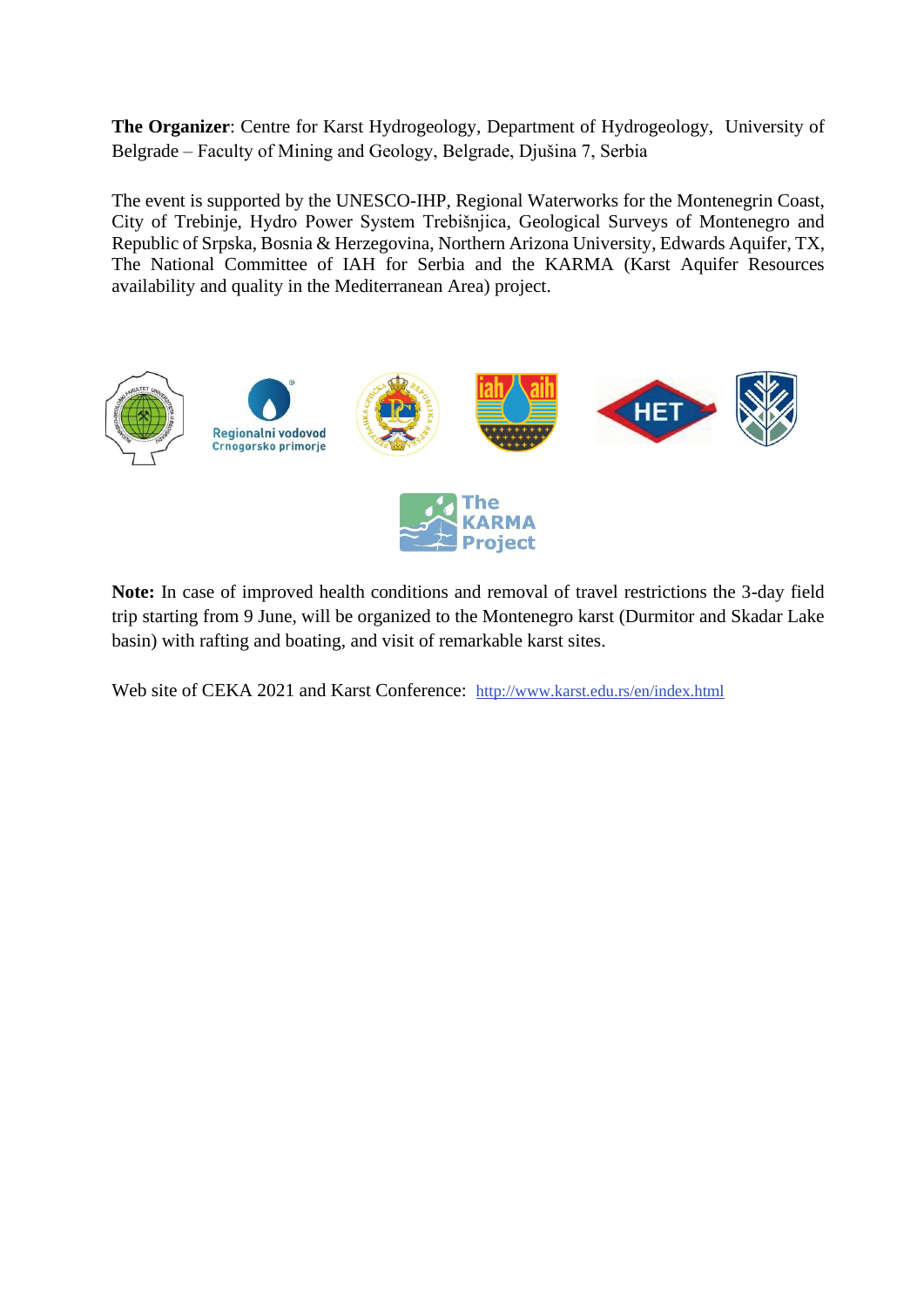**The Organizer**: Centre for Karst Hydrogeology, Department of Hydrogeology, University of Belgrade – Faculty of Mining and Geology, Belgrade, Djušina 7, Serbia

The event is supported by the UNESCO-IHP, Regional Waterworks for the Montenegrin Coast, City of Trebinje, Hydro Power System Trebišnjica, Geological Surveys of Montenegro and Republic of Srpska, Bosnia & Herzegovina, Northern Arizona University, Edwards Aquifer, TX, The National Committee of IAH for Serbia and the KARMA (Karst Aquifer Resources availability and quality in the Mediterranean Area) project.

**Note:** In case of improved health conditions and removal of travel restrictions the 3-day field trip starting from 9 June, will be organized to the Montenegro karst (Durmitor and Skadar Lake basin) with rafting and boating, and visit of remarkable karst sites.

Web site of CEKA 2021 and Karst Conference: http://www.karst.edu.rs/en/index.html